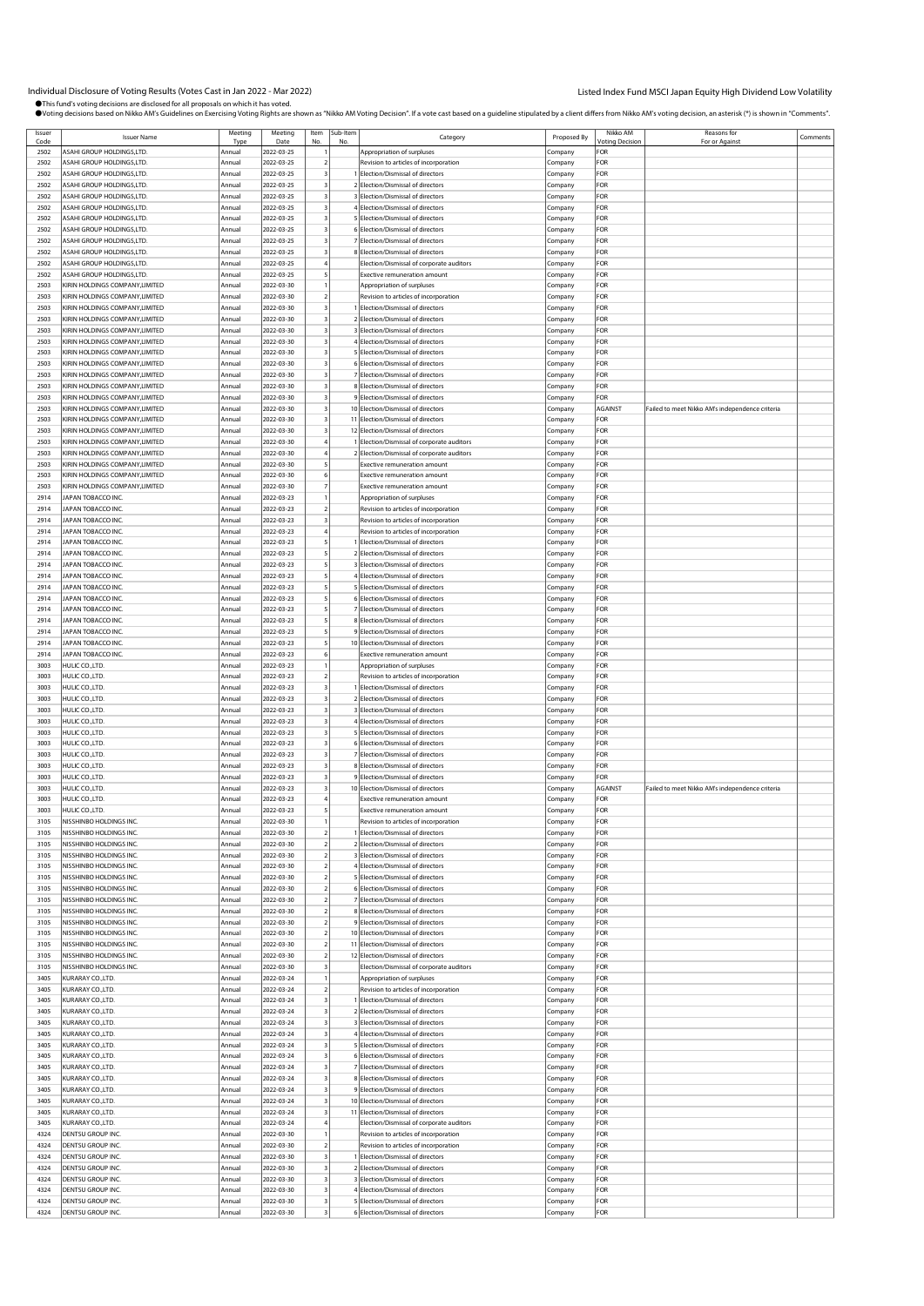Individual Disclosure of Voting Results (Votes Cast in Jan 2022 - Mar 2022)

Listed Index Fund MSCI Japan Equity High Dividend Low Volatility

●This fund's voting decisions are disclosed for all proposals on which it has voted.

●Voting decisions based on Nikko AM's Guidelines on Exercising Voting Rights are shown as "Nikko AM Voting Decision". If a vote cast based on a guideline stipulated by a client differs from Nikko AM's voting decision, an asterisk (*) is shown in "Comments".

| Issuer Code | Issuer Name | Meeting Type | Meeting Date | Item No. | Sub-Item No. | Category | Proposed By | Nikko AM Voting Decision | Reasons for For or Against | Comments |
|---|---|---|---|---|---|---|---|---|---|---|
| 2502 | ASAHI GROUP HOLDINGS,LTD. | Annual | 2022-03-25 | 1 | | Appropriation of surpluses | Company | FOR | | |
| 2502 | ASAHI GROUP HOLDINGS,LTD. | Annual | 2022-03-25 | 2 | | Revision to articles of incorporation | Company | FOR | | |
| 2502 | ASAHI GROUP HOLDINGS,LTD. | Annual | 2022-03-25 | 3 | 1 | Election/Dismissal of directors | Company | FOR | | |
| 2502 | ASAHI GROUP HOLDINGS,LTD. | Annual | 2022-03-25 | 3 | 2 | Election/Dismissal of directors | Company | FOR | | |
| 2502 | ASAHI GROUP HOLDINGS,LTD. | Annual | 2022-03-25 | 3 | 3 | Election/Dismissal of directors | Company | FOR | | |
| 2502 | ASAHI GROUP HOLDINGS,LTD. | Annual | 2022-03-25 | 3 | 4 | Election/Dismissal of directors | Company | FOR | | |
| 2502 | ASAHI GROUP HOLDINGS,LTD. | Annual | 2022-03-25 | 3 | 5 | Election/Dismissal of directors | Company | FOR | | |
| 2502 | ASAHI GROUP HOLDINGS,LTD. | Annual | 2022-03-25 | 3 | 6 | Election/Dismissal of directors | Company | FOR | | |
| 2502 | ASAHI GROUP HOLDINGS,LTD. | Annual | 2022-03-25 | 3 | 7 | Election/Dismissal of directors | Company | FOR | | |
| 2502 | ASAHI GROUP HOLDINGS,LTD. | Annual | 2022-03-25 | 3 | 8 | Election/Dismissal of directors | Company | FOR | | |
| 2502 | ASAHI GROUP HOLDINGS,LTD. | Annual | 2022-03-25 | 4 | | Election/Dismissal of corporate auditors | Company | FOR | | |
| 2502 | ASAHI GROUP HOLDINGS,LTD. | Annual | 2022-03-25 | 5 | | Exective remuneration amount | Company | FOR | | |
| 2503 | KIRIN HOLDINGS COMPANY,LIMITED | Annual | 2022-03-30 | 1 | | Appropriation of surpluses | Company | FOR | | |
| 2503 | KIRIN HOLDINGS COMPANY,LIMITED | Annual | 2022-03-30 | 2 | | Revision to articles of incorporation | Company | FOR | | |
| 2503 | KIRIN HOLDINGS COMPANY,LIMITED | Annual | 2022-03-30 | 3 | 1 | Election/Dismissal of directors | Company | FOR | | |
| 2503 | KIRIN HOLDINGS COMPANY,LIMITED | Annual | 2022-03-30 | 3 | 2 | Election/Dismissal of directors | Company | FOR | | |
| 2503 | KIRIN HOLDINGS COMPANY,LIMITED | Annual | 2022-03-30 | 3 | 3 | Election/Dismissal of directors | Company | FOR | | |
| 2503 | KIRIN HOLDINGS COMPANY,LIMITED | Annual | 2022-03-30 | 3 | 4 | Election/Dismissal of directors | Company | FOR | | |
| 2503 | KIRIN HOLDINGS COMPANY,LIMITED | Annual | 2022-03-30 | 3 | 5 | Election/Dismissal of directors | Company | FOR | | |
| 2503 | KIRIN HOLDINGS COMPANY,LIMITED | Annual | 2022-03-30 | 3 | 6 | Election/Dismissal of directors | Company | FOR | | |
| 2503 | KIRIN HOLDINGS COMPANY,LIMITED | Annual | 2022-03-30 | 3 | 7 | Election/Dismissal of directors | Company | FOR | | |
| 2503 | KIRIN HOLDINGS COMPANY,LIMITED | Annual | 2022-03-30 | 3 | 8 | Election/Dismissal of directors | Company | FOR | | |
| 2503 | KIRIN HOLDINGS COMPANY,LIMITED | Annual | 2022-03-30 | 3 | 9 | Election/Dismissal of directors | Company | FOR | | |
| 2503 | KIRIN HOLDINGS COMPANY,LIMITED | Annual | 2022-03-30 | 3 | 10 | Election/Dismissal of directors | Company | AGAINST | Failed to meet Nikko AM's independence criteria | |
| 2503 | KIRIN HOLDINGS COMPANY,LIMITED | Annual | 2022-03-30 | 3 | 11 | Election/Dismissal of directors | Company | FOR | | |
| 2503 | KIRIN HOLDINGS COMPANY,LIMITED | Annual | 2022-03-30 | 3 | 12 | Election/Dismissal of directors | Company | FOR | | |
| 2503 | KIRIN HOLDINGS COMPANY,LIMITED | Annual | 2022-03-30 | 4 | 1 | Election/Dismissal of corporate auditors | Company | FOR | | |
| 2503 | KIRIN HOLDINGS COMPANY,LIMITED | Annual | 2022-03-30 | 4 | 2 | Election/Dismissal of corporate auditors | Company | FOR | | |
| 2503 | KIRIN HOLDINGS COMPANY,LIMITED | Annual | 2022-03-30 | 5 | | Exective remuneration amount | Company | FOR | | |
| 2503 | KIRIN HOLDINGS COMPANY,LIMITED | Annual | 2022-03-30 | 6 | | Exective remuneration amount | Company | FOR | | |
| 2503 | KIRIN HOLDINGS COMPANY,LIMITED | Annual | 2022-03-30 | 7 | | Exective remuneration amount | Company | FOR | | |
| 2914 | JAPAN TOBACCO INC. | Annual | 2022-03-23 | 1 | | Appropriation of surpluses | Company | FOR | | |
| 2914 | JAPAN TOBACCO INC. | Annual | 2022-03-23 | 2 | | Revision to articles of incorporation | Company | FOR | | |
| 2914 | JAPAN TOBACCO INC. | Annual | 2022-03-23 | 3 | | Revision to articles of incorporation | Company | FOR | | |
| 2914 | JAPAN TOBACCO INC. | Annual | 2022-03-23 | 4 | | Revision to articles of incorporation | Company | FOR | | |
| 2914 | JAPAN TOBACCO INC. | Annual | 2022-03-23 | 5 | 1 | Election/Dismissal of directors | Company | FOR | | |
| 2914 | JAPAN TOBACCO INC. | Annual | 2022-03-23 | 5 | 2 | Election/Dismissal of directors | Company | FOR | | |
| 2914 | JAPAN TOBACCO INC. | Annual | 2022-03-23 | 5 | 3 | Election/Dismissal of directors | Company | FOR | | |
| 2914 | JAPAN TOBACCO INC. | Annual | 2022-03-23 | 5 | 4 | Election/Dismissal of directors | Company | FOR | | |
| 2914 | JAPAN TOBACCO INC. | Annual | 2022-03-23 | 5 | 5 | Election/Dismissal of directors | Company | FOR | | |
| 2914 | JAPAN TOBACCO INC. | Annual | 2022-03-23 | 5 | 6 | Election/Dismissal of directors | Company | FOR | | |
| 2914 | JAPAN TOBACCO INC. | Annual | 2022-03-23 | 5 | 7 | Election/Dismissal of directors | Company | FOR | | |
| 2914 | JAPAN TOBACCO INC. | Annual | 2022-03-23 | 5 | 8 | Election/Dismissal of directors | Company | FOR | | |
| 2914 | JAPAN TOBACCO INC. | Annual | 2022-03-23 | 5 | 9 | Election/Dismissal of directors | Company | FOR | | |
| 2914 | JAPAN TOBACCO INC. | Annual | 2022-03-23 | 5 | 10 | Election/Dismissal of directors | Company | FOR | | |
| 2914 | JAPAN TOBACCO INC. | Annual | 2022-03-23 | 6 | | Exective remuneration amount | Company | FOR | | |
| 3003 | HULIC CO.,LTD. | Annual | 2022-03-23 | 1 | | Appropriation of surpluses | Company | FOR | | |
| 3003 | HULIC CO.,LTD. | Annual | 2022-03-23 | 2 | | Revision to articles of incorporation | Company | FOR | | |
| 3003 | HULIC CO.,LTD. | Annual | 2022-03-23 | 3 | 1 | Election/Dismissal of directors | Company | FOR | | |
| 3003 | HULIC CO.,LTD. | Annual | 2022-03-23 | 3 | 2 | Election/Dismissal of directors | Company | FOR | | |
| 3003 | HULIC CO.,LTD. | Annual | 2022-03-23 | 3 | 3 | Election/Dismissal of directors | Company | FOR | | |
| 3003 | HULIC CO.,LTD. | Annual | 2022-03-23 | 3 | 4 | Election/Dismissal of directors | Company | FOR | | |
| 3003 | HULIC CO.,LTD. | Annual | 2022-03-23 | 3 | 5 | Election/Dismissal of directors | Company | FOR | | |
| 3003 | HULIC CO.,LTD. | Annual | 2022-03-23 | 3 | 6 | Election/Dismissal of directors | Company | FOR | | |
| 3003 | HULIC CO.,LTD. | Annual | 2022-03-23 | 3 | 7 | Election/Dismissal of directors | Company | FOR | | |
| 3003 | HULIC CO.,LTD. | Annual | 2022-03-23 | 3 | 8 | Election/Dismissal of directors | Company | FOR | | |
| 3003 | HULIC CO.,LTD. | Annual | 2022-03-23 | 3 | 9 | Election/Dismissal of directors | Company | FOR | | |
| 3003 | HULIC CO.,LTD. | Annual | 2022-03-23 | 3 | 10 | Election/Dismissal of directors | Company | AGAINST | Failed to meet Nikko AM's independence criteria | |
| 3003 | HULIC CO.,LTD. | Annual | 2022-03-23 | 4 | | Exective remuneration amount | Company | FOR | | |
| 3003 | HULIC CO.,LTD. | Annual | 2022-03-23 | 5 | | Exective remuneration amount | Company | FOR | | |
| 3105 | NISSHINBO HOLDINGS INC. | Annual | 2022-03-30 | 1 | | Revision to articles of incorporation | Company | FOR | | |
| 3105 | NISSHINBO HOLDINGS INC. | Annual | 2022-03-30 | 2 | 1 | Election/Dismissal of directors | Company | FOR | | |
| 3105 | NISSHINBO HOLDINGS INC. | Annual | 2022-03-30 | 2 | 2 | Election/Dismissal of directors | Company | FOR | | |
| 3105 | NISSHINBO HOLDINGS INC. | Annual | 2022-03-30 | 2 | 3 | Election/Dismissal of directors | Company | FOR | | |
| 3105 | NISSHINBO HOLDINGS INC. | Annual | 2022-03-30 | 2 | 4 | Election/Dismissal of directors | Company | FOR | | |
| 3105 | NISSHINBO HOLDINGS INC. | Annual | 2022-03-30 | 2 | 5 | Election/Dismissal of directors | Company | FOR | | |
| 3105 | NISSHINBO HOLDINGS INC. | Annual | 2022-03-30 | 2 | 6 | Election/Dismissal of directors | Company | FOR | | |
| 3105 | NISSHINBO HOLDINGS INC. | Annual | 2022-03-30 | 2 | 7 | Election/Dismissal of directors | Company | FOR | | |
| 3105 | NISSHINBO HOLDINGS INC. | Annual | 2022-03-30 | 2 | 8 | Election/Dismissal of directors | Company | FOR | | |
| 3105 | NISSHINBO HOLDINGS INC. | Annual | 2022-03-30 | 2 | 9 | Election/Dismissal of directors | Company | FOR | | |
| 3105 | NISSHINBO HOLDINGS INC. | Annual | 2022-03-30 | 2 | 10 | Election/Dismissal of directors | Company | FOR | | |
| 3105 | NISSHINBO HOLDINGS INC. | Annual | 2022-03-30 | 2 | 11 | Election/Dismissal of directors | Company | FOR | | |
| 3105 | NISSHINBO HOLDINGS INC. | Annual | 2022-03-30 | 2 | 12 | Election/Dismissal of directors | Company | FOR | | |
| 3105 | NISSHINBO HOLDINGS INC. | Annual | 2022-03-30 | 3 | | Election/Dismissal of corporate auditors | Company | FOR | | |
| 3405 | KURARAY CO.,LTD. | Annual | 2022-03-24 | 1 | | Appropriation of surpluses | Company | FOR | | |
| 3405 | KURARAY CO.,LTD. | Annual | 2022-03-24 | 2 | | Revision to articles of incorporation | Company | FOR | | |
| 3405 | KURARAY CO.,LTD. | Annual | 2022-03-24 | 3 | 1 | Election/Dismissal of directors | Company | FOR | | |
| 3405 | KURARAY CO.,LTD. | Annual | 2022-03-24 | 3 | 2 | Election/Dismissal of directors | Company | FOR | | |
| 3405 | KURARAY CO.,LTD. | Annual | 2022-03-24 | 3 | 3 | Election/Dismissal of directors | Company | FOR | | |
| 3405 | KURARAY CO.,LTD. | Annual | 2022-03-24 | 3 | 4 | Election/Dismissal of directors | Company | FOR | | |
| 3405 | KURARAY CO.,LTD. | Annual | 2022-03-24 | 3 | 5 | Election/Dismissal of directors | Company | FOR | | |
| 3405 | KURARAY CO.,LTD. | Annual | 2022-03-24 | 3 | 6 | Election/Dismissal of directors | Company | FOR | | |
| 3405 | KURARAY CO.,LTD. | Annual | 2022-03-24 | 3 | 7 | Election/Dismissal of directors | Company | FOR | | |
| 3405 | KURARAY CO.,LTD. | Annual | 2022-03-24 | 3 | 8 | Election/Dismissal of directors | Company | FOR | | |
| 3405 | KURARAY CO.,LTD. | Annual | 2022-03-24 | 3 | 9 | Election/Dismissal of directors | Company | FOR | | |
| 3405 | KURARAY CO.,LTD. | Annual | 2022-03-24 | 3 | 10 | Election/Dismissal of directors | Company | FOR | | |
| 3405 | KURARAY CO.,LTD. | Annual | 2022-03-24 | 3 | 11 | Election/Dismissal of directors | Company | FOR | | |
| 3405 | KURARAY CO.,LTD. | Annual | 2022-03-24 | 4 | | Election/Dismissal of corporate auditors | Company | FOR | | |
| 4324 | DENTSU GROUP INC. | Annual | 2022-03-30 | 1 | | Revision to articles of incorporation | Company | FOR | | |
| 4324 | DENTSU GROUP INC. | Annual | 2022-03-30 | 2 | | Revision to articles of incorporation | Company | FOR | | |
| 4324 | DENTSU GROUP INC. | Annual | 2022-03-30 | 3 | 1 | Election/Dismissal of directors | Company | FOR | | |
| 4324 | DENTSU GROUP INC. | Annual | 2022-03-30 | 3 | 2 | Election/Dismissal of directors | Company | FOR | | |
| 4324 | DENTSU GROUP INC. | Annual | 2022-03-30 | 3 | 3 | Election/Dismissal of directors | Company | FOR | | |
| 4324 | DENTSU GROUP INC. | Annual | 2022-03-30 | 3 | 4 | Election/Dismissal of directors | Company | FOR | | |
| 4324 | DENTSU GROUP INC. | Annual | 2022-03-30 | 3 | 5 | Election/Dismissal of directors | Company | FOR | | |
| 4324 | DENTSU GROUP INC. | Annual | 2022-03-30 | 3 | 6 | Election/Dismissal of directors | Company | FOR | | |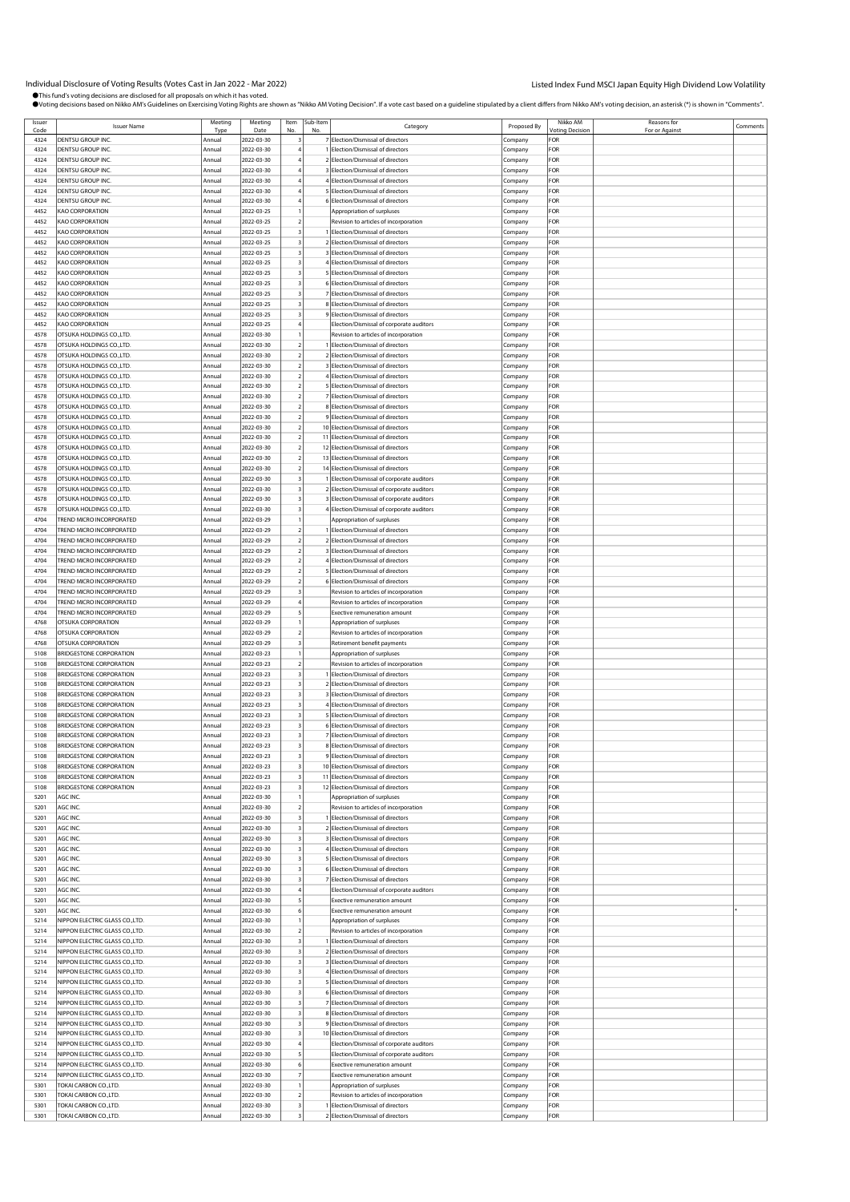Individual Disclosure of Voting Results (Votes Cast in Jan 2022 - Mar 2022)

Listed Index Fund MSCI Japan Equity High Dividend Low Volatility

●This fund's voting decisions are disclosed for all proposals on which it has voted.
●Voting decisions based on Nikko AM's Guidelines on Exercising Voting Rights are shown as "Nikko AM Voting Decision". If a vote cast based on a guideline stipulated by a client differs from Nikko AM's voting decision, an asterisk (*) is shown in "Comments".

| Issuer Code | Issuer Name | Meeting Type | Meeting Date | Item No. | Sub-Item No. | Category | Proposed By | Nikko AM Voting Decision | Reasons for For or Against | Comments |
|---|---|---|---|---|---|---|---|---|---|---|
| 4324 | DENTSU GROUP INC. | Annual | 2022-03-30 | 3 | 7 | Election/Dismissal of directors | Company | FOR | | |
| 4324 | DENTSU GROUP INC. | Annual | 2022-03-30 | 4 | 1 | Election/Dismissal of directors | Company | FOR | | |
| 4324 | DENTSU GROUP INC. | Annual | 2022-03-30 | 4 | 2 | Election/Dismissal of directors | Company | FOR | | |
| 4324 | DENTSU GROUP INC. | Annual | 2022-03-30 | 4 | 3 | Election/Dismissal of directors | Company | FOR | | |
| 4324 | DENTSU GROUP INC. | Annual | 2022-03-30 | 4 | 4 | Election/Dismissal of directors | Company | FOR | | |
| 4324 | DENTSU GROUP INC. | Annual | 2022-03-30 | 4 | 5 | Election/Dismissal of directors | Company | FOR | | |
| 4324 | DENTSU GROUP INC. | Annual | 2022-03-30 | 4 | 6 | Election/Dismissal of directors | Company | FOR | | |
| 4452 | KAO CORPORATION | Annual | 2022-03-25 | 1 | | Appropriation of surpluses | Company | FOR | | |
| 4452 | KAO CORPORATION | Annual | 2022-03-25 | 2 | | Revision to articles of incorporation | Company | FOR | | |
| 4452 | KAO CORPORATION | Annual | 2022-03-25 | 3 | 1 | Election/Dismissal of directors | Company | FOR | | |
| 4452 | KAO CORPORATION | Annual | 2022-03-25 | 3 | 2 | Election/Dismissal of directors | Company | FOR | | |
| 4452 | KAO CORPORATION | Annual | 2022-03-25 | 3 | 3 | Election/Dismissal of directors | Company | FOR | | |
| 4452 | KAO CORPORATION | Annual | 2022-03-25 | 3 | 4 | Election/Dismissal of directors | Company | FOR | | |
| 4452 | KAO CORPORATION | Annual | 2022-03-25 | 3 | 5 | Election/Dismissal of directors | Company | FOR | | |
| 4452 | KAO CORPORATION | Annual | 2022-03-25 | 3 | 6 | Election/Dismissal of directors | Company | FOR | | |
| 4452 | KAO CORPORATION | Annual | 2022-03-25 | 3 | 7 | Election/Dismissal of directors | Company | FOR | | |
| 4452 | KAO CORPORATION | Annual | 2022-03-25 | 3 | 8 | Election/Dismissal of directors | Company | FOR | | |
| 4452 | KAO CORPORATION | Annual | 2022-03-25 | 3 | 9 | Election/Dismissal of directors | Company | FOR | | |
| 4452 | KAO CORPORATION | Annual | 2022-03-25 | 4 | | Election/Dismissal of corporate auditors | Company | FOR | | |
| 4578 | OTSUKA HOLDINGS CO.,LTD. | Annual | 2022-03-30 | 1 | | Revision to articles of incorporation | Company | FOR | | |
| 4578 | OTSUKA HOLDINGS CO.,LTD. | Annual | 2022-03-30 | 2 | 1 | Election/Dismissal of directors | Company | FOR | | |
| 4578 | OTSUKA HOLDINGS CO.,LTD. | Annual | 2022-03-30 | 2 | 2 | Election/Dismissal of directors | Company | FOR | | |
| 4578 | OTSUKA HOLDINGS CO.,LTD. | Annual | 2022-03-30 | 2 | 3 | Election/Dismissal of directors | Company | FOR | | |
| 4578 | OTSUKA HOLDINGS CO.,LTD. | Annual | 2022-03-30 | 2 | 4 | Election/Dismissal of directors | Company | FOR | | |
| 4578 | OTSUKA HOLDINGS CO.,LTD. | Annual | 2022-03-30 | 2 | 5 | Election/Dismissal of directors | Company | FOR | | |
| 4578 | OTSUKA HOLDINGS CO.,LTD. | Annual | 2022-03-30 | 2 | 7 | Election/Dismissal of directors | Company | FOR | | |
| 4578 | OTSUKA HOLDINGS CO.,LTD. | Annual | 2022-03-30 | 2 | 8 | Election/Dismissal of directors | Company | FOR | | |
| 4578 | OTSUKA HOLDINGS CO.,LTD. | Annual | 2022-03-30 | 2 | 9 | Election/Dismissal of directors | Company | FOR | | |
| 4578 | OTSUKA HOLDINGS CO.,LTD. | Annual | 2022-03-30 | 2 | 10 | Election/Dismissal of directors | Company | FOR | | |
| 4578 | OTSUKA HOLDINGS CO.,LTD. | Annual | 2022-03-30 | 2 | 11 | Election/Dismissal of directors | Company | FOR | | |
| 4578 | OTSUKA HOLDINGS CO.,LTD. | Annual | 2022-03-30 | 2 | 12 | Election/Dismissal of directors | Company | FOR | | |
| 4578 | OTSUKA HOLDINGS CO.,LTD. | Annual | 2022-03-30 | 2 | 13 | Election/Dismissal of directors | Company | FOR | | |
| 4578 | OTSUKA HOLDINGS CO.,LTD. | Annual | 2022-03-30 | 2 | 14 | Election/Dismissal of directors | Company | FOR | | |
| 4578 | OTSUKA HOLDINGS CO.,LTD. | Annual | 2022-03-30 | 3 | 1 | Election/Dismissal of corporate auditors | Company | FOR | | |
| 4578 | OTSUKA HOLDINGS CO.,LTD. | Annual | 2022-03-30 | 3 | 2 | Election/Dismissal of corporate auditors | Company | FOR | | |
| 4578 | OTSUKA HOLDINGS CO.,LTD. | Annual | 2022-03-30 | 3 | 3 | Election/Dismissal of corporate auditors | Company | FOR | | |
| 4578 | OTSUKA HOLDINGS CO.,LTD. | Annual | 2022-03-30 | 3 | 4 | Election/Dismissal of corporate auditors | Company | FOR | | |
| 4704 | TREND MICRO INCORPORATED | Annual | 2022-03-29 | 1 | | Appropriation of surpluses | Company | FOR | | |
| 4704 | TREND MICRO INCORPORATED | Annual | 2022-03-29 | 2 | 1 | Election/Dismissal of directors | Company | FOR | | |
| 4704 | TREND MICRO INCORPORATED | Annual | 2022-03-29 | 2 | 2 | Election/Dismissal of directors | Company | FOR | | |
| 4704 | TREND MICRO INCORPORATED | Annual | 2022-03-29 | 2 | 3 | Election/Dismissal of directors | Company | FOR | | |
| 4704 | TREND MICRO INCORPORATED | Annual | 2022-03-29 | 2 | 4 | Election/Dismissal of directors | Company | FOR | | |
| 4704 | TREND MICRO INCORPORATED | Annual | 2022-03-29 | 2 | 5 | Election/Dismissal of directors | Company | FOR | | |
| 4704 | TREND MICRO INCORPORATED | Annual | 2022-03-29 | 2 | 6 | Election/Dismissal of directors | Company | FOR | | |
| 4704 | TREND MICRO INCORPORATED | Annual | 2022-03-29 | 3 | | Revision to articles of incorporation | Company | FOR | | |
| 4704 | TREND MICRO INCORPORATED | Annual | 2022-03-29 | 4 | | Revision to articles of incorporation | Company | FOR | | |
| 4704 | TREND MICRO INCORPORATED | Annual | 2022-03-29 | 5 | | Exective remuneration amount | Company | FOR | | |
| 4768 | OTSUKA CORPORATION | Annual | 2022-03-29 | 1 | | Appropriation of surpluses | Company | FOR | | |
| 4768 | OTSUKA CORPORATION | Annual | 2022-03-29 | 2 | | Revision to articles of incorporation | Company | FOR | | |
| 4768 | OTSUKA CORPORATION | Annual | 2022-03-29 | 3 | | Retirement benefit payments | Company | FOR | | |
| 5108 | BRIDGESTONE CORPORATION | Annual | 2022-03-23 | 1 | | Appropriation of surpluses | Company | FOR | | |
| 5108 | BRIDGESTONE CORPORATION | Annual | 2022-03-23 | 2 | | Revision to articles of incorporation | Company | FOR | | |
| 5108 | BRIDGESTONE CORPORATION | Annual | 2022-03-23 | 3 | 1 | Election/Dismissal of directors | Company | FOR | | |
| 5108 | BRIDGESTONE CORPORATION | Annual | 2022-03-23 | 3 | 2 | Election/Dismissal of directors | Company | FOR | | |
| 5108 | BRIDGESTONE CORPORATION | Annual | 2022-03-23 | 3 | 3 | Election/Dismissal of directors | Company | FOR | | |
| 5108 | BRIDGESTONE CORPORATION | Annual | 2022-03-23 | 3 | 4 | Election/Dismissal of directors | Company | FOR | | |
| 5108 | BRIDGESTONE CORPORATION | Annual | 2022-03-23 | 3 | 5 | Election/Dismissal of directors | Company | FOR | | |
| 5108 | BRIDGESTONE CORPORATION | Annual | 2022-03-23 | 3 | 6 | Election/Dismissal of directors | Company | FOR | | |
| 5108 | BRIDGESTONE CORPORATION | Annual | 2022-03-23 | 3 | 7 | Election/Dismissal of directors | Company | FOR | | |
| 5108 | BRIDGESTONE CORPORATION | Annual | 2022-03-23 | 3 | 8 | Election/Dismissal of directors | Company | FOR | | |
| 5108 | BRIDGESTONE CORPORATION | Annual | 2022-03-23 | 3 | 9 | Election/Dismissal of directors | Company | FOR | | |
| 5108 | BRIDGESTONE CORPORATION | Annual | 2022-03-23 | 3 | 10 | Election/Dismissal of directors | Company | FOR | | |
| 5108 | BRIDGESTONE CORPORATION | Annual | 2022-03-23 | 3 | 11 | Election/Dismissal of directors | Company | FOR | | |
| 5108 | BRIDGESTONE CORPORATION | Annual | 2022-03-23 | 3 | 12 | Election/Dismissal of directors | Company | FOR | | |
| 5201 | AGC INC. | Annual | 2022-03-30 | 1 | | Appropriation of surpluses | Company | FOR | | |
| 5201 | AGC INC. | Annual | 2022-03-30 | 2 | | Revision to articles of incorporation | Company | FOR | | |
| 5201 | AGC INC. | Annual | 2022-03-30 | 3 | 1 | Election/Dismissal of directors | Company | FOR | | |
| 5201 | AGC INC. | Annual | 2022-03-30 | 3 | 2 | Election/Dismissal of directors | Company | FOR | | |
| 5201 | AGC INC. | Annual | 2022-03-30 | 3 | 3 | Election/Dismissal of directors | Company | FOR | | |
| 5201 | AGC INC. | Annual | 2022-03-30 | 3 | 4 | Election/Dismissal of directors | Company | FOR | | |
| 5201 | AGC INC. | Annual | 2022-03-30 | 3 | 5 | Election/Dismissal of directors | Company | FOR | | |
| 5201 | AGC INC. | Annual | 2022-03-30 | 3 | 6 | Election/Dismissal of directors | Company | FOR | | |
| 5201 | AGC INC. | Annual | 2022-03-30 | 3 | 7 | Election/Dismissal of directors | Company | FOR | | |
| 5201 | AGC INC. | Annual | 2022-03-30 | 4 | | Election/Dismissal of corporate auditors | Company | FOR | | |
| 5201 | AGC INC. | Annual | 2022-03-30 | 5 | | Exective remuneration amount | Company | FOR | | |
| 5201 | AGC INC. | Annual | 2022-03-30 | 6 | | Exective remuneration amount | Company | FOR | | * |
| 5214 | NIPPON ELECTRIC GLASS CO.,LTD. | Annual | 2022-03-30 | 1 | | Appropriation of surpluses | Company | FOR | | |
| 5214 | NIPPON ELECTRIC GLASS CO.,LTD. | Annual | 2022-03-30 | 2 | | Revision to articles of incorporation | Company | FOR | | |
| 5214 | NIPPON ELECTRIC GLASS CO.,LTD. | Annual | 2022-03-30 | 3 | 1 | Election/Dismissal of directors | Company | FOR | | |
| 5214 | NIPPON ELECTRIC GLASS CO.,LTD. | Annual | 2022-03-30 | 3 | 2 | Election/Dismissal of directors | Company | FOR | | |
| 5214 | NIPPON ELECTRIC GLASS CO.,LTD. | Annual | 2022-03-30 | 3 | 3 | Election/Dismissal of directors | Company | FOR | | |
| 5214 | NIPPON ELECTRIC GLASS CO.,LTD. | Annual | 2022-03-30 | 3 | 4 | Election/Dismissal of directors | Company | FOR | | |
| 5214 | NIPPON ELECTRIC GLASS CO.,LTD. | Annual | 2022-03-30 | 3 | 5 | Election/Dismissal of directors | Company | FOR | | |
| 5214 | NIPPON ELECTRIC GLASS CO.,LTD. | Annual | 2022-03-30 | 3 | 6 | Election/Dismissal of directors | Company | FOR | | |
| 5214 | NIPPON ELECTRIC GLASS CO.,LTD. | Annual | 2022-03-30 | 3 | 7 | Election/Dismissal of directors | Company | FOR | | |
| 5214 | NIPPON ELECTRIC GLASS CO.,LTD. | Annual | 2022-03-30 | 3 | 8 | Election/Dismissal of directors | Company | FOR | | |
| 5214 | NIPPON ELECTRIC GLASS CO.,LTD. | Annual | 2022-03-30 | 3 | 9 | Election/Dismissal of directors | Company | FOR | | |
| 5214 | NIPPON ELECTRIC GLASS CO.,LTD. | Annual | 2022-03-30 | 3 | 10 | Election/Dismissal of directors | Company | FOR | | |
| 5214 | NIPPON ELECTRIC GLASS CO.,LTD. | Annual | 2022-03-30 | 4 | | Election/Dismissal of corporate auditors | Company | FOR | | |
| 5214 | NIPPON ELECTRIC GLASS CO.,LTD. | Annual | 2022-03-30 | 5 | | Election/Dismissal of corporate auditors | Company | FOR | | |
| 5214 | NIPPON ELECTRIC GLASS CO.,LTD. | Annual | 2022-03-30 | 6 | | Exective remuneration amount | Company | FOR | | |
| 5214 | NIPPON ELECTRIC GLASS CO.,LTD. | Annual | 2022-03-30 | 7 | | Exective remuneration amount | Company | FOR | | |
| 5301 | TOKAI CARBON CO.,LTD. | Annual | 2022-03-30 | 1 | | Appropriation of surpluses | Company | FOR | | |
| 5301 | TOKAI CARBON CO.,LTD. | Annual | 2022-03-30 | 2 | | Revision to articles of incorporation | Company | FOR | | |
| 5301 | TOKAI CARBON CO.,LTD. | Annual | 2022-03-30 | 3 | 1 | Election/Dismissal of directors | Company | FOR | | |
| 5301 | TOKAI CARBON CO.,LTD. | Annual | 2022-03-30 | 3 | 2 | Election/Dismissal of directors | Company | FOR | | |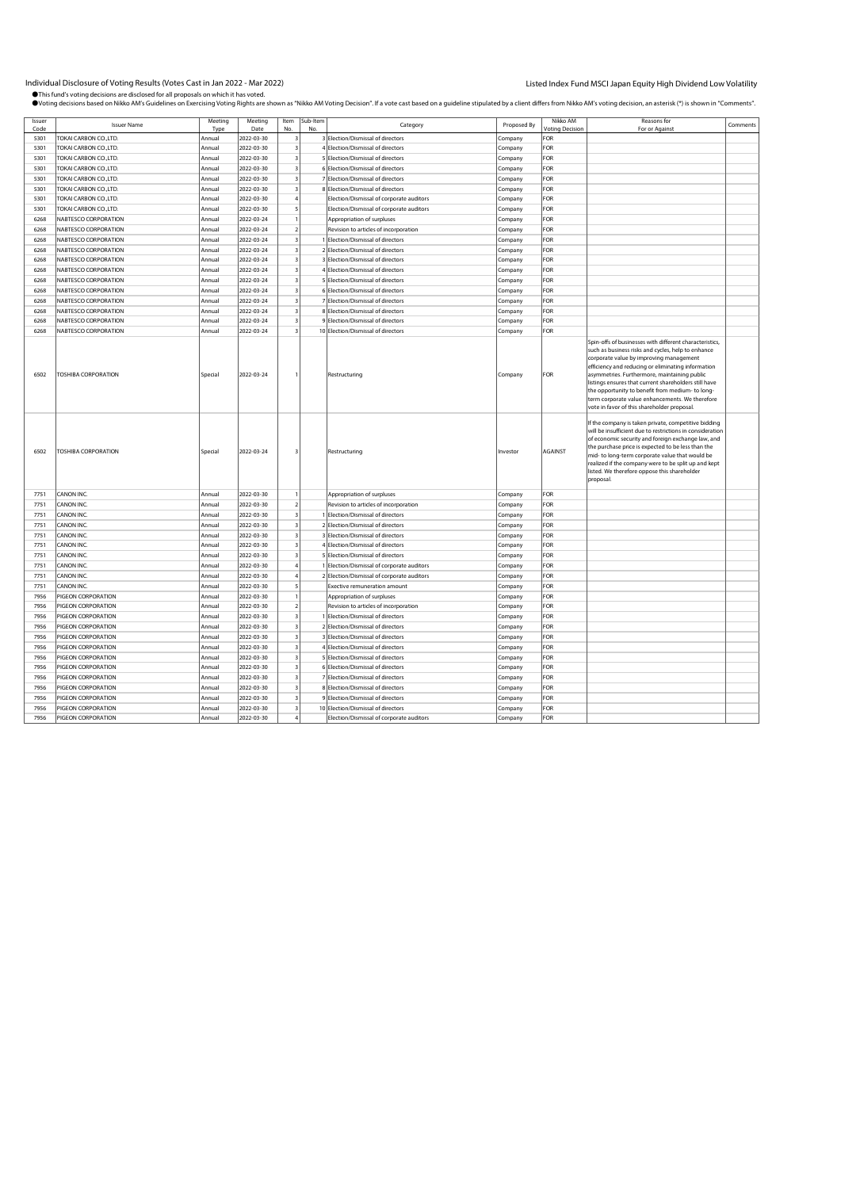Individual Disclosure of Voting Results (Votes Cast in Jan 2022 - Mar 2022)

Listed Index Fund MSCI Japan Equity High Dividend Low Volatility

●This fund's voting decisions are disclosed for all proposals on which it has voted.

●Voting decisions based on Nikko AM's Guidelines on Exercising Voting Rights are shown as "Nikko AM Voting Decision". If a vote cast based on a guideline stipulated by a client differs from Nikko AM's voting decision, an asterisk (*) is shown in "Comments".

| Issuer Code | Issuer Name | Meeting Type | Meeting Date | Item No. | Sub-Item No. | Category | Proposed By | Nikko AM Voting Decision | Reasons for For or Against | Comments |
|---|---|---|---|---|---|---|---|---|---|---|
| 5301 | TOKAI CARBON CO.,LTD. | Annual | 2022-03-30 | 3 | 3 | Election/Dismissal of directors | Company | FOR | | |
| 5301 | TOKAI CARBON CO.,LTD. | Annual | 2022-03-30 | 3 | 4 | Election/Dismissal of directors | Company | FOR | | |
| 5301 | TOKAI CARBON CO.,LTD. | Annual | 2022-03-30 | 3 | 5 | Election/Dismissal of directors | Company | FOR | | |
| 5301 | TOKAI CARBON CO.,LTD. | Annual | 2022-03-30 | 3 | 6 | Election/Dismissal of directors | Company | FOR | | |
| 5301 | TOKAI CARBON CO.,LTD. | Annual | 2022-03-30 | 3 | 7 | Election/Dismissal of directors | Company | FOR | | |
| 5301 | TOKAI CARBON CO.,LTD. | Annual | 2022-03-30 | 3 | 8 | Election/Dismissal of directors | Company | FOR | | |
| 5301 | TOKAI CARBON CO.,LTD. | Annual | 2022-03-30 | 4 | | Election/Dismissal of corporate auditors | Company | FOR | | |
| 5301 | TOKAI CARBON CO.,LTD. | Annual | 2022-03-30 | 5 | | Election/Dismissal of corporate auditors | Company | FOR | | |
| 6268 | NABTESCO CORPORATION | Annual | 2022-03-24 | 1 | | Appropriation of surpluses | Company | FOR | | |
| 6268 | NABTESCO CORPORATION | Annual | 2022-03-24 | 2 | | Revision to articles of incorporation | Company | FOR | | |
| 6268 | NABTESCO CORPORATION | Annual | 2022-03-24 | 3 | 1 | Election/Dismissal of directors | Company | FOR | | |
| 6268 | NABTESCO CORPORATION | Annual | 2022-03-24 | 3 | 2 | Election/Dismissal of directors | Company | FOR | | |
| 6268 | NABTESCO CORPORATION | Annual | 2022-03-24 | 3 | 3 | Election/Dismissal of directors | Company | FOR | | |
| 6268 | NABTESCO CORPORATION | Annual | 2022-03-24 | 3 | 4 | Election/Dismissal of directors | Company | FOR | | |
| 6268 | NABTESCO CORPORATION | Annual | 2022-03-24 | 3 | 5 | Election/Dismissal of directors | Company | FOR | | |
| 6268 | NABTESCO CORPORATION | Annual | 2022-03-24 | 3 | 6 | Election/Dismissal of directors | Company | FOR | | |
| 6268 | NABTESCO CORPORATION | Annual | 2022-03-24 | 3 | 7 | Election/Dismissal of directors | Company | FOR | | |
| 6268 | NABTESCO CORPORATION | Annual | 2022-03-24 | 3 | 8 | Election/Dismissal of directors | Company | FOR | | |
| 6268 | NABTESCO CORPORATION | Annual | 2022-03-24 | 3 | 9 | Election/Dismissal of directors | Company | FOR | | |
| 6268 | NABTESCO CORPORATION | Annual | 2022-03-24 | 3 | 10 | Election/Dismissal of directors | Company | FOR | | |
| 6502 | TOSHIBA CORPORATION | Special | 2022-03-24 | 1 | | Restructuring | Company | FOR | Spin-offs of businesses with different characteristics, such as business risks and cycles, help to enhance corporate value by improving management efficiency and reducing or eliminating information asymmetries. Furthermore, maintaining public listings ensures that current shareholders still have the opportunity to benefit from medium- to long-term corporate value enhancements. We therefore vote in favor of this shareholder proposal. | |
| 6502 | TOSHIBA CORPORATION | Special | 2022-03-24 | 3 | | Restructuring | Investor | AGAINST | If the company is taken private, competitive bidding will be insufficient due to restrictions in consideration of economic security and foreign exchange law, and the purchase price is expected to be less than the mid- to long-term corporate value that would be realized if the company were to be split up and kept listed. We therefore oppose this shareholder proposal. | |
| 7751 | CANON INC. | Annual | 2022-03-30 | 1 | | Appropriation of surpluses | Company | FOR | | |
| 7751 | CANON INC. | Annual | 2022-03-30 | 2 | | Revision to articles of incorporation | Company | FOR | | |
| 7751 | CANON INC. | Annual | 2022-03-30 | 3 | 1 | Election/Dismissal of directors | Company | FOR | | |
| 7751 | CANON INC. | Annual | 2022-03-30 | 3 | 2 | Election/Dismissal of directors | Company | FOR | | |
| 7751 | CANON INC. | Annual | 2022-03-30 | 3 | 3 | Election/Dismissal of directors | Company | FOR | | |
| 7751 | CANON INC. | Annual | 2022-03-30 | 3 | 4 | Election/Dismissal of directors | Company | FOR | | |
| 7751 | CANON INC. | Annual | 2022-03-30 | 3 | 5 | Election/Dismissal of directors | Company | FOR | | |
| 7751 | CANON INC. | Annual | 2022-03-30 | 4 | 1 | Election/Dismissal of corporate auditors | Company | FOR | | |
| 7751 | CANON INC. | Annual | 2022-03-30 | 4 | 2 | Election/Dismissal of corporate auditors | Company | FOR | | |
| 7751 | CANON INC. | Annual | 2022-03-30 | 5 | | Exective remuneration amount | Company | FOR | | |
| 7956 | PIGEON CORPORATION | Annual | 2022-03-30 | 1 | | Appropriation of surpluses | Company | FOR | | |
| 7956 | PIGEON CORPORATION | Annual | 2022-03-30 | 2 | | Revision to articles of incorporation | Company | FOR | | |
| 7956 | PIGEON CORPORATION | Annual | 2022-03-30 | 3 | 1 | Election/Dismissal of directors | Company | FOR | | |
| 7956 | PIGEON CORPORATION | Annual | 2022-03-30 | 3 | 2 | Election/Dismissal of directors | Company | FOR | | |
| 7956 | PIGEON CORPORATION | Annual | 2022-03-30 | 3 | 3 | Election/Dismissal of directors | Company | FOR | | |
| 7956 | PIGEON CORPORATION | Annual | 2022-03-30 | 3 | 4 | Election/Dismissal of directors | Company | FOR | | |
| 7956 | PIGEON CORPORATION | Annual | 2022-03-30 | 3 | 5 | Election/Dismissal of directors | Company | FOR | | |
| 7956 | PIGEON CORPORATION | Annual | 2022-03-30 | 3 | 6 | Election/Dismissal of directors | Company | FOR | | |
| 7956 | PIGEON CORPORATION | Annual | 2022-03-30 | 3 | 7 | Election/Dismissal of directors | Company | FOR | | |
| 7956 | PIGEON CORPORATION | Annual | 2022-03-30 | 3 | 8 | Election/Dismissal of directors | Company | FOR | | |
| 7956 | PIGEON CORPORATION | Annual | 2022-03-30 | 3 | 9 | Election/Dismissal of directors | Company | FOR | | |
| 7956 | PIGEON CORPORATION | Annual | 2022-03-30 | 3 | 10 | Election/Dismissal of directors | Company | FOR | | |
| 7956 | PIGEON CORPORATION | Annual | 2022-03-30 | 4 | | Election/Dismissal of corporate auditors | Company | FOR | | |